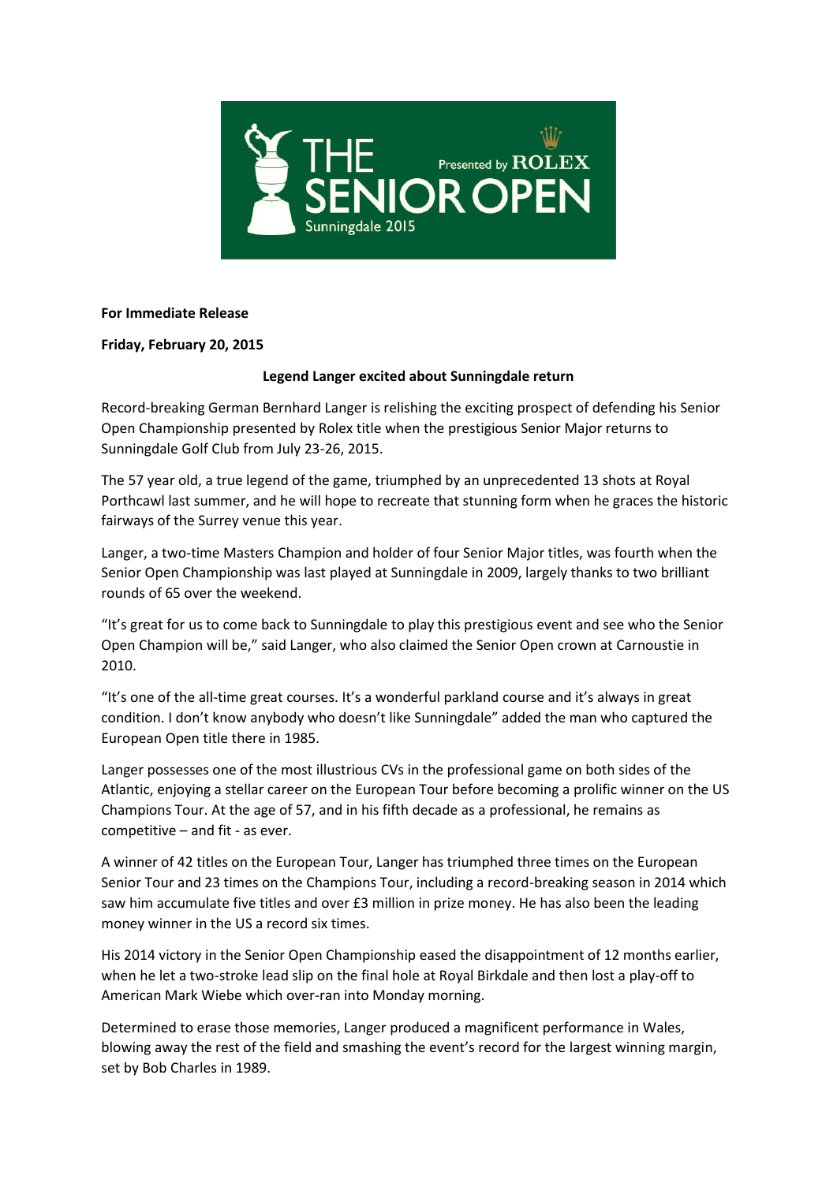THE SENIOR OPEN Presented by ROLEX
Sunningdale 2015

**For Immediate Release**

**Friday, February 20, 2015**

**Legend Langer excited about Sunningdale return**

Record-breaking German Bernhard Langer is relishing the exciting prospect of defending his Senior Open Championship presented by Rolex title when the prestigious Senior Major returns to Sunningdale Golf Club from July 23-26, 2015.

The 57 year old, a true legend of the game, triumphed by an unprecedented 13 shots at Royal Porthcawl last summer, and he will hope to recreate that stunning form when he graces the historic fairways of the Surrey venue this year.

Langer, a two-time Masters Champion and holder of four Senior Major titles, was fourth when the Senior Open Championship was last played at Sunningdale in 2009, largely thanks to two brilliant rounds of 65 over the weekend.

"It's great for us to come back to Sunningdale to play this prestigious event and see who the Senior Open Champion will be," said Langer, who also claimed the Senior Open crown at Carnoustie in 2010.

"It's one of the all-time great courses. It's a wonderful parkland course and it's always in great condition. I don't know anybody who doesn't like Sunningdale" added the man who captured the European Open title there in 1985.

Langer possesses one of the most illustrious CVs in the professional game on both sides of the Atlantic, enjoying a stellar career on the European Tour before becoming a prolific winner on the US Champions Tour. At the age of 57, and in his fifth decade as a professional, he remains as competitive – and fit - as ever.

A winner of 42 titles on the European Tour, Langer has triumphed three times on the European Senior Tour and 23 times on the Champions Tour, including a record-breaking season in 2014 which saw him accumulate five titles and over £3 million in prize money. He has also been the leading money winner in the US a record six times.

His 2014 victory in the Senior Open Championship eased the disappointment of 12 months earlier, when he let a two-stroke lead slip on the final hole at Royal Birkdale and then lost a play-off to American Mark Wiebe which over-ran into Monday morning.

Determined to erase those memories, Langer produced a magnificent performance in Wales, blowing away the rest of the field and smashing the event's record for the largest winning margin, set by Bob Charles in 1989.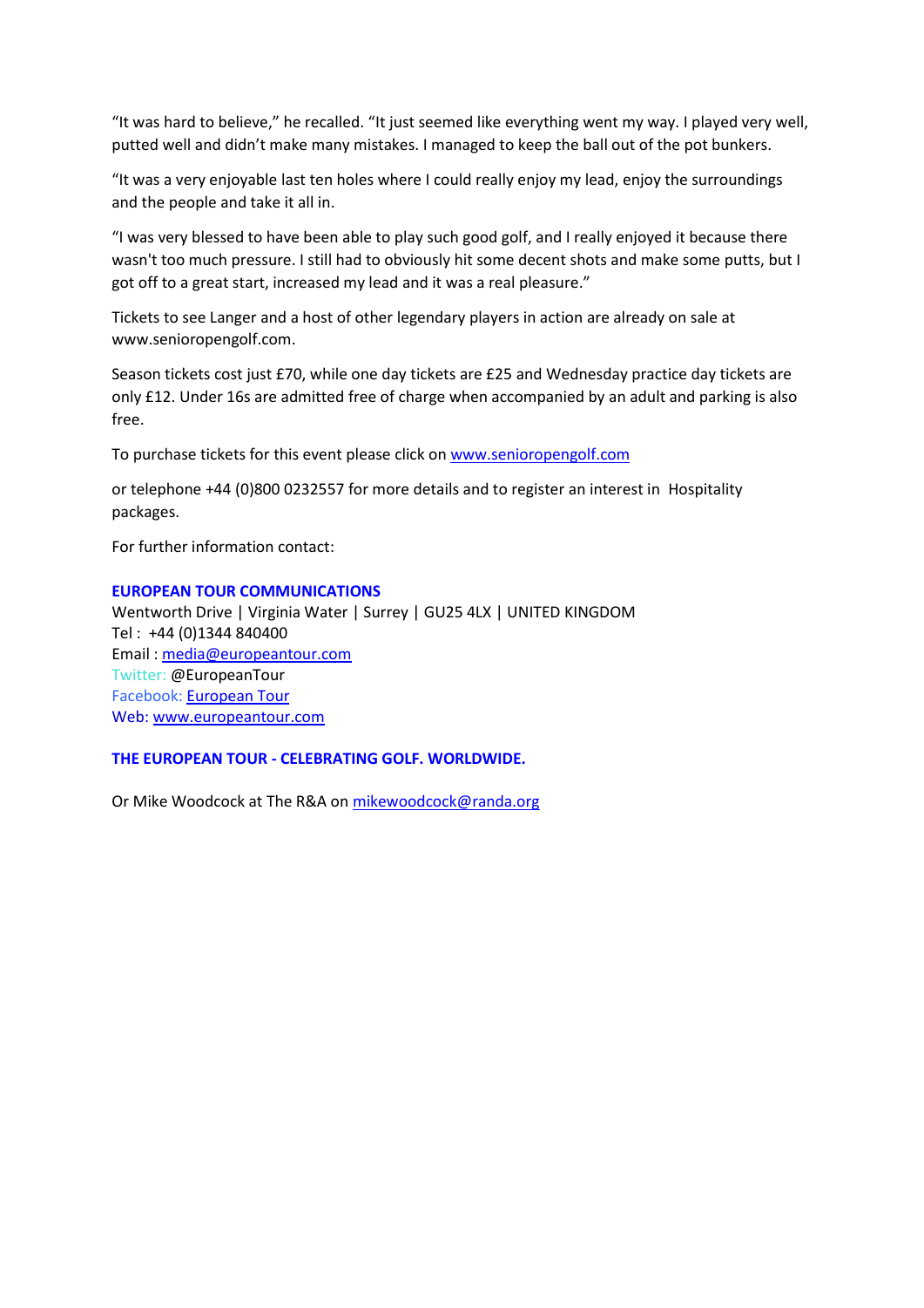"It was hard to believe," he recalled. "It just seemed like everything went my way. I played very well, putted well and didn't make many mistakes. I managed to keep the ball out of the pot bunkers.

"It was a very enjoyable last ten holes where I could really enjoy my lead, enjoy the surroundings and the people and take it all in.

"I was very blessed to have been able to play such good golf, and I really enjoyed it because there wasn't too much pressure. I still had to obviously hit some decent shots and make some putts, but I got off to a great start, increased my lead and it was a real pleasure."

Tickets to see Langer and a host of other legendary players in action are already on sale at www.senioropengolf.com.

Season tickets cost just £70, while one day tickets are £25 and Wednesday practice day tickets are only £12. Under 16s are admitted free of charge when accompanied by an adult and parking is also free.

To purchase tickets for this event please click on www.senioropengolf.com

or telephone +44 (0)800 0232557 for more details and to register an interest in Hospitality packages.

For further information contact:

**EUROPEAN TOUR COMMUNICATIONS**
Wentworth Drive | Virginia Water | Surrey | GU25 4LX | UNITED KINGDOM
Tel : +44 (0)1344 840400
Email : media@europeantour.com
Twitter: @EuropeanTour
Facebook: European Tour
Web: www.europeantour.com

**THE EUROPEAN TOUR - CELEBRATING GOLF. WORLDWIDE.**

Or Mike Woodcock at The R&A on mikewoodcock@randa.org